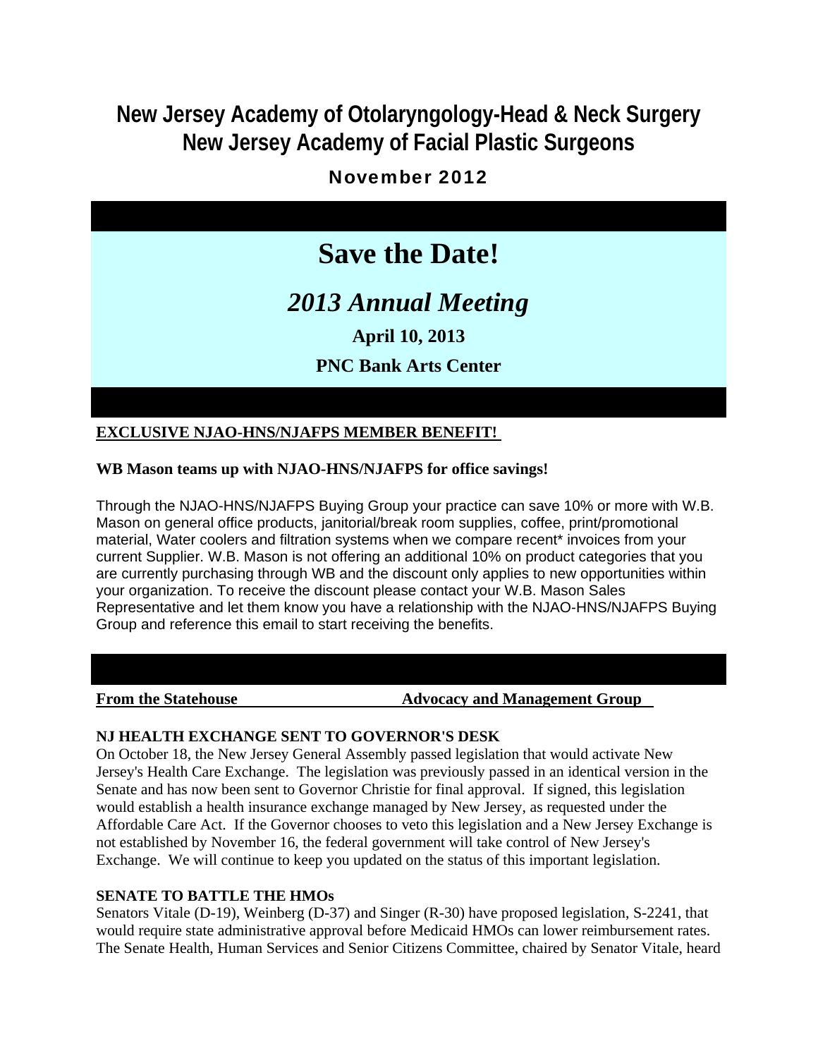# New Jersey Academy of Otolaryngology-Head & Neck Surgery
# New Jersey Academy of Facial Plastic Surgeons

## November 2012

# Save the Date!

## *2013 Annual Meeting*

**April 10, 2013**

**PNC Bank Arts Center**

**EXCLUSIVE NJAO-HNS/NJAFPS MEMBER BENEFIT!**

**WB Mason teams up with NJAO-HNS/NJAFPS for office savings!**

Through the NJAO-HNS/NJAFPS Buying Group your practice can save 10% or more with W.B. Mason on general office products, janitorial/break room supplies, coffee, print/promotional material, Water coolers and filtration systems when we compare recent* invoices from your current Supplier. W.B. Mason is not offering an additional 10% on product categories that you are currently purchasing through WB and the discount only applies to new opportunities within your organization. To receive the discount please contact your W.B. Mason Sales Representative and let them know you have a relationship with the NJAO-HNS/NJAFPS Buying Group and reference this email to start receiving the benefits.

**From the Statehouse** **Advocacy and Management Group**

**NJ HEALTH EXCHANGE SENT TO GOVERNOR'S DESK**

On October 18, the New Jersey General Assembly passed legislation that would activate New Jersey's Health Care Exchange. The legislation was previously passed in an identical version in the Senate and has now been sent to Governor Christie for final approval. If signed, this legislation would establish a health insurance exchange managed by New Jersey, as requested under the Affordable Care Act. If the Governor chooses to veto this legislation and a New Jersey Exchange is not established by November 16, the federal government will take control of New Jersey's Exchange. We will continue to keep you updated on the status of this important legislation.

**SENATE TO BATTLE THE HMOs**

Senators Vitale (D-19), Weinberg (D-37) and Singer (R-30) have proposed legislation, S-2241, that would require state administrative approval before Medicaid HMOs can lower reimbursement rates. The Senate Health, Human Services and Senior Citizens Committee, chaired by Senator Vitale, heard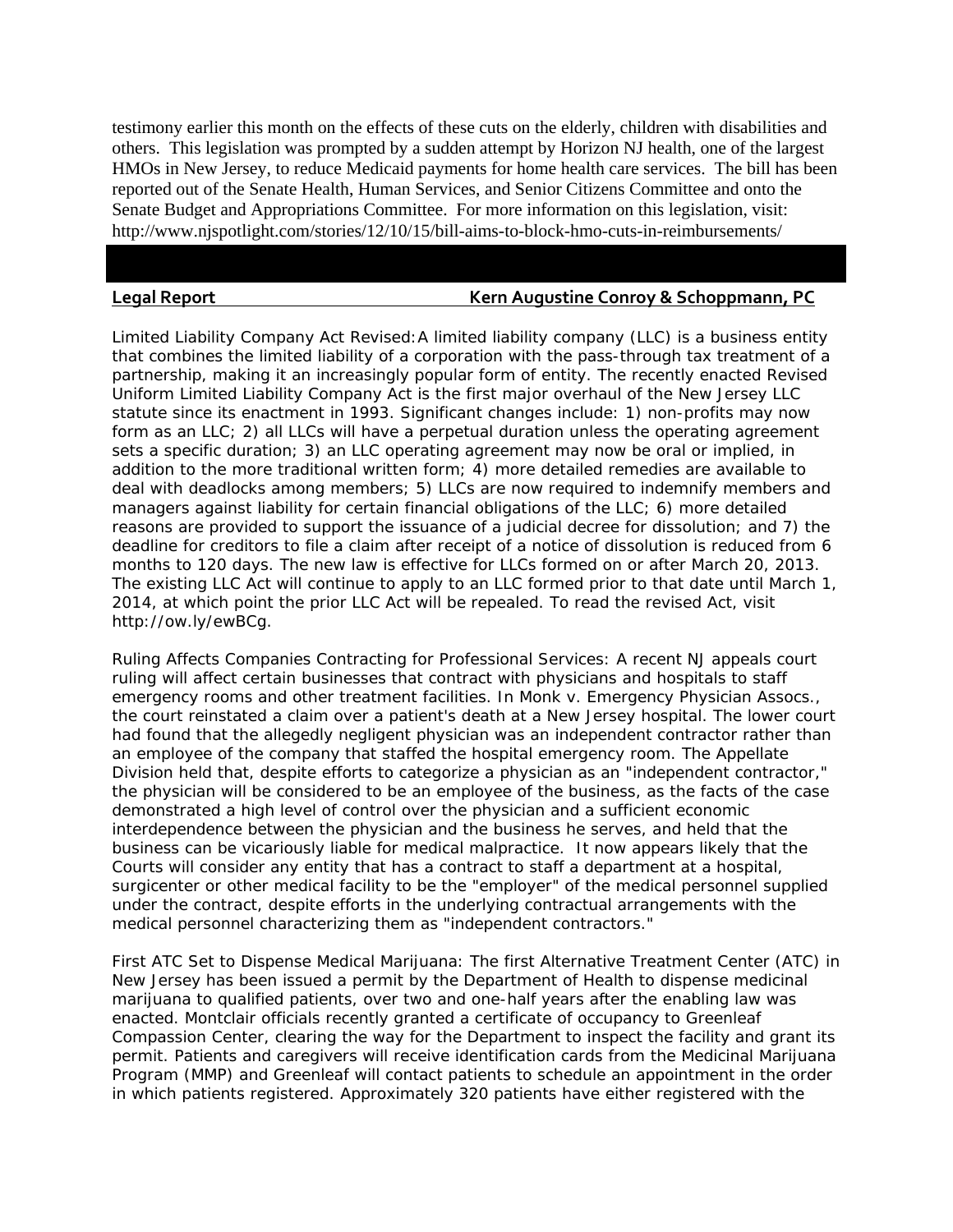testimony earlier this month on the effects of these cuts on the elderly, children with disabilities and others. This legislation was prompted by a sudden attempt by Horizon NJ health, one of the largest HMOs in New Jersey, to reduce Medicaid payments for home health care services. The bill has been reported out of the Senate Health, Human Services, and Senior Citizens Committee and onto the Senate Budget and Appropriations Committee. For more information on this legislation, visit: http://www.njspotlight.com/stories/12/10/15/bill-aims-to-block-hmo-cuts-in-reimbursements/

## Legal Report — Kern Augustine Conroy & Schoppmann, PC

Limited Liability Company Act Revised: A limited liability company (LLC) is a business entity that combines the limited liability of a corporation with the pass-through tax treatment of a partnership, making it an increasingly popular form of entity. The recently enacted Revised Uniform Limited Liability Company Act is the first major overhaul of the New Jersey LLC statute since its enactment in 1993. Significant changes include: 1) non-profits may now form as an LLC; 2) all LLCs will have a perpetual duration unless the operating agreement sets a specific duration; 3) an LLC operating agreement may now be oral or implied, in addition to the more traditional written form; 4) more detailed remedies are available to deal with deadlocks among members; 5) LLCs are now required to indemnify members and managers against liability for certain financial obligations of the LLC; 6) more detailed reasons are provided to support the issuance of a judicial decree for dissolution; and 7) the deadline for creditors to file a claim after receipt of a notice of dissolution is reduced from 6 months to 120 days. The new law is effective for LLCs formed on or after March 20, 2013. The existing LLC Act will continue to apply to an LLC formed prior to that date until March 1, 2014, at which point the prior LLC Act will be repealed. To read the revised Act, visit http://ow.ly/ewBCg.

Ruling Affects Companies Contracting for Professional Services: A recent NJ appeals court ruling will affect certain businesses that contract with physicians and hospitals to staff emergency rooms and other treatment facilities. In Monk v. Emergency Physician Assocs., the court reinstated a claim over a patient's death at a New Jersey hospital. The lower court had found that the allegedly negligent physician was an independent contractor rather than an employee of the company that staffed the hospital emergency room. The Appellate Division held that, despite efforts to categorize a physician as an "independent contractor," the physician will be considered to be an employee of the business, as the facts of the case demonstrated a high level of control over the physician and a sufficient economic interdependence between the physician and the business he serves, and held that the business can be vicariously liable for medical malpractice. It now appears likely that the Courts will consider any entity that has a contract to staff a department at a hospital, surgicenter or other medical facility to be the "employer" of the medical personnel supplied under the contract, despite efforts in the underlying contractual arrangements with the medical personnel characterizing them as "independent contractors."

First ATC Set to Dispense Medical Marijuana: The first Alternative Treatment Center (ATC) in New Jersey has been issued a permit by the Department of Health to dispense medicinal marijuana to qualified patients, over two and one-half years after the enabling law was enacted. Montclair officials recently granted a certificate of occupancy to Greenleaf Compassion Center, clearing the way for the Department to inspect the facility and grant its permit. Patients and caregivers will receive identification cards from the Medicinal Marijuana Program (MMP) and Greenleaf will contact patients to schedule an appointment in the order in which patients registered. Approximately 320 patients have either registered with the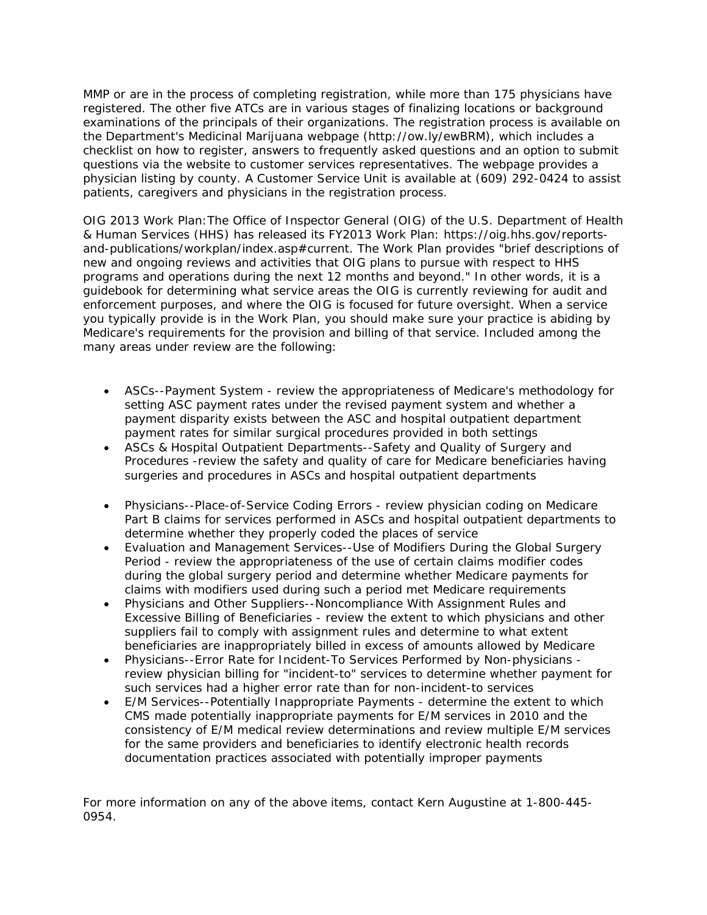MMP or are in the process of completing registration, while more than 175 physicians have registered. The other five ATCs are in various stages of finalizing locations or background examinations of the principals of their organizations. The registration process is available on the Department's Medicinal Marijuana webpage (http://ow.ly/ewBRM), which includes a checklist on how to register, answers to frequently asked questions and an option to submit questions via the website to customer services representatives. The webpage provides a physician listing by county. A Customer Service Unit is available at (609) 292-0424 to assist patients, caregivers and physicians in the registration process.

OIG 2013 Work Plan:The Office of Inspector General (OIG) of the U.S. Department of Health & Human Services (HHS) has released its FY2013 Work Plan: https://oig.hhs.gov/reports-and-publications/workplan/index.asp#current. The Work Plan provides "brief descriptions of new and ongoing reviews and activities that OIG plans to pursue with respect to HHS programs and operations during the next 12 months and beyond." In other words, it is a guidebook for determining what service areas the OIG is currently reviewing for audit and enforcement purposes, and where the OIG is focused for future oversight. When a service you typically provide is in the Work Plan, you should make sure your practice is abiding by Medicare's requirements for the provision and billing of that service. Included among the many areas under review are the following:

- ASCs--Payment System - review the appropriateness of Medicare's methodology for setting ASC payment rates under the revised payment system and whether a payment disparity exists between the ASC and hospital outpatient department payment rates for similar surgical procedures provided in both settings
- ASCs & Hospital Outpatient Departments--Safety and Quality of Surgery and Procedures -review the safety and quality of care for Medicare beneficiaries having surgeries and procedures in ASCs and hospital outpatient departments

- Physicians--Place-of-Service Coding Errors - review physician coding on Medicare Part B claims for services performed in ASCs and hospital outpatient departments to determine whether they properly coded the places of service
- Evaluation and Management Services--Use of Modifiers During the Global Surgery Period - review the appropriateness of the use of certain claims modifier codes during the global surgery period and determine whether Medicare payments for claims with modifiers used during such a period met Medicare requirements
- Physicians and Other Suppliers--Noncompliance With Assignment Rules and Excessive Billing of Beneficiaries - review the extent to which physicians and other suppliers fail to comply with assignment rules and determine to what extent beneficiaries are inappropriately billed in excess of amounts allowed by Medicare
- Physicians--Error Rate for Incident-To Services Performed by Non-physicians - review physician billing for "incident-to" services to determine whether payment for such services had a higher error rate than for non-incident-to services
- E/M Services--Potentially Inappropriate Payments - determine the extent to which CMS made potentially inappropriate payments for E/M services in 2010 and the consistency of E/M medical review determinations and review multiple E/M services for the same providers and beneficiaries to identify electronic health records documentation practices associated with potentially improper payments

For more information on any of the above items, contact Kern Augustine at 1-800-445-0954.